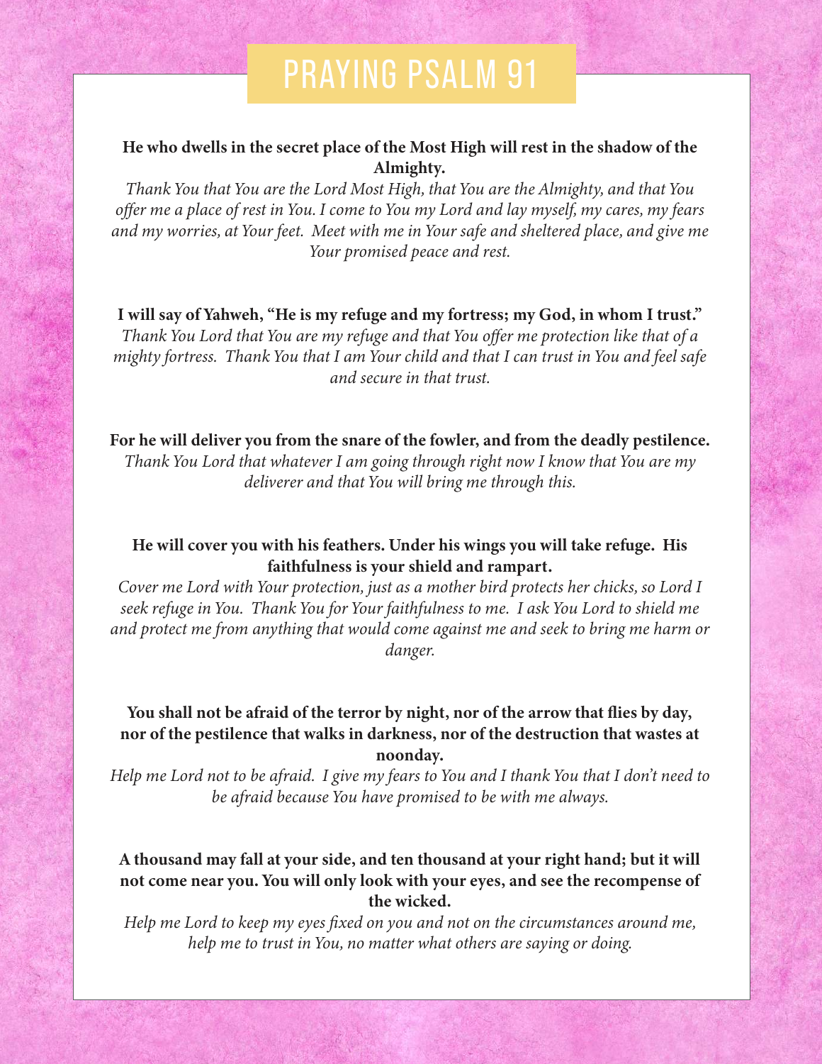# PRAYING PSALM 91

**He who dwells in the secret place of the Most High will rest in the shadow of the Almighty.**

*Thank You that You are the Lord Most High, that You are the Almighty, and that You offer me a place of rest in You. I come to You my Lord and lay myself, my cares, my fears and my worries, at Your feet. Meet with me in Your safe and sheltered place, and give me Your promised peace and rest.*

**I will say of Yahweh, "He is my refuge and my fortress; my God, in whom I trust."**

*Thank You Lord that You are my refuge and that You offer me protection like that of a mighty fortress. Thank You that I am Your child and that I can trust in You and feel safe and secure in that trust.*

**For he will deliver you from the snare of the fowler, and from the deadly pestilence.**

*Thank You Lord that whatever I am going through right now I know that You are my deliverer and that You will bring me through this.*

**He will cover you with his feathers. Under his wings you will take refuge. His faithfulness is your shield and rampart.**

*Cover me Lord with Your protection, just as a mother bird protects her chicks, so Lord I seek refuge in You. Thank You for Your faithfulness to me. I ask You Lord to shield me and protect me from anything that would come against me and seek to bring me harm or danger.*

**You shall not be afraid of the terror by night, nor of the arrow that flies by day, nor of the pestilence that walks in darkness, nor of the destruction that wastes at noonday.**

*Help me Lord not to be afraid. I give my fears to You and I thank You that I don't need to be afraid because You have promised to be with me always.*

**A thousand may fall at your side, and ten thousand at your right hand; but it will not come near you. You will only look with your eyes, and see the recompense of the wicked.**

*Help me Lord to keep my eyes fixed on you and not on the circumstances around me, help me to trust in You, no matter what others are saying or doing.*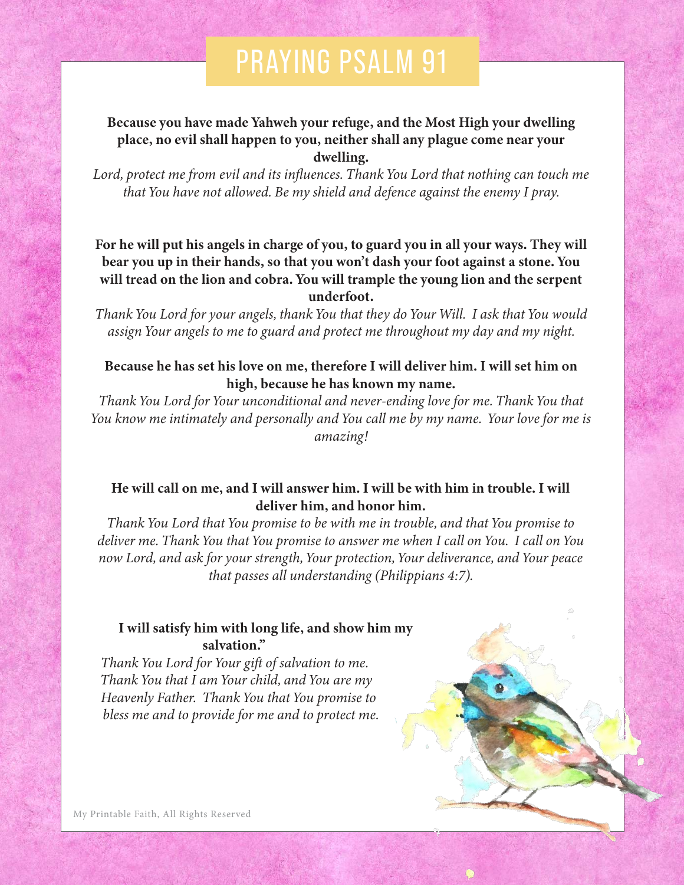# PRAYING PSALM 91

**Because you have made Yahweh your refuge, and the Most High your dwelling place, no evil shall happen to you, neither shall any plague come near your dwelling.**

*Lord, protect me from evil and its influences. Thank You Lord that nothing can touch me that You have not allowed. Be my shield and defence against the enemy I pray.*

**For he will put his angels in charge of you, to guard you in all your ways. They will bear you up in their hands, so that you won't dash your foot against a stone. You will tread on the lion and cobra. You will trample the young lion and the serpent underfoot.**

*Thank You Lord for your angels, thank You that they do Your Will. I ask that You would assign Your angels to me to guard and protect me throughout my day and my night.*

**Because he has set his love on me, therefore I will deliver him. I will set him on high, because he has known my name.**

*Thank You Lord for Your unconditional and never-ending love for me. Thank You that You know me intimately and personally and You call me by my name. Your love for me is amazing!*

**He will call on me, and I will answer him. I will be with him in trouble. I will deliver him, and honor him.**

*Thank You Lord that You promise to be with me in trouble, and that You promise to deliver me. Thank You that You promise to answer me when I call on You. I call on You now Lord, and ask for your strength, Your protection, Your deliverance, and Your peace that passes all understanding (Philippians 4:7).*

**I will satisfy him with long life, and show him my salvation."**

*Thank You Lord for Your gift of salvation to me. Thank You that I am Your child, and You are my Heavenly Father. Thank You that You promise to bless me and to provide for me and to protect me.*

My Printable Faith, All Rights Reserved